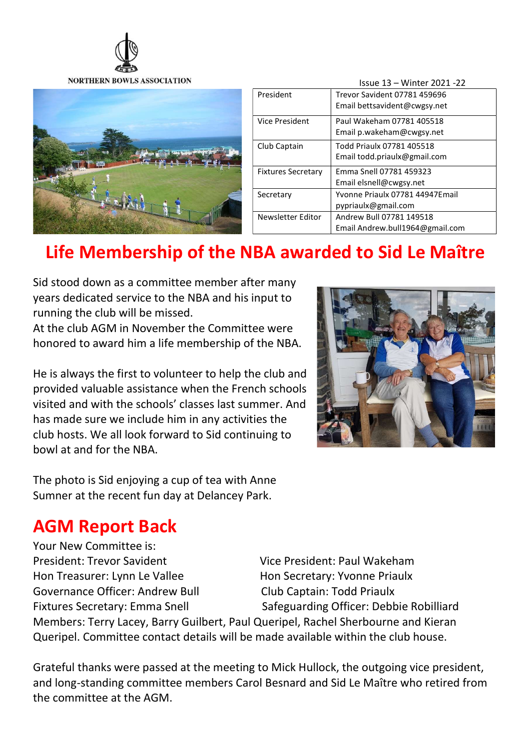NORTHERN BOWLS ASSOCIATION

Issue 13 – Winter 2021 -22

| | |
|---|---|
| President | Trevor Savident 07781 459696 Email bettsavident@cwgsy.net |
| Vice President | Paul Wakeham 07781 405518 Email p.wakeham@cwgsy.net |
| Club Captain | Todd Priaulx 07781 405518 Email todd.priaulx@gmail.com |
| Fixtures Secretary | Emma Snell 07781 459323 Email elsnell@cwgsy.net |
| Secretary | Yvonne Priaulx 07781 44947Email pypriaulx@gmail.com |
| Newsletter Editor | Andrew Bull 07781 149518 Email Andrew.bull1964@gmail.com |

# Life Membership of the NBA awarded to Sid Le Maître

Sid stood down as a committee member after many years dedicated service to the NBA and his input to running the club will be missed.
At the club AGM in November the Committee were honored to award him a life membership of the NBA.

He is always the first to volunteer to help the club and provided valuable assistance when the French schools visited and with the schools' classes last summer. And has made sure we include him in any activities the club hosts. We all look forward to Sid continuing to bowl at and for the NBA.

The photo is Sid enjoying a cup of tea with Anne Sumner at the recent fun day at Delancey Park.

## AGM Report Back

Your New Committee is:

President: Trevor Savident
Vice President: Paul Wakeham
Hon Treasurer: Lynn Le Vallee
Hon Secretary: Yvonne Priaulx
Governance Officer: Andrew Bull
Club Captain: Todd Priaulx
Fixtures Secretary: Emma Snell
Safeguarding Officer: Debbie Robilliard

Members: Terry Lacey, Barry Guilbert, Paul Queripel, Rachel Sherbourne and Kieran Queripel. Committee contact details will be made available within the club house.

Grateful thanks were passed at the meeting to Mick Hullock, the outgoing vice president, and long-standing committee members Carol Besnard and Sid Le Maître who retired from the committee at the AGM.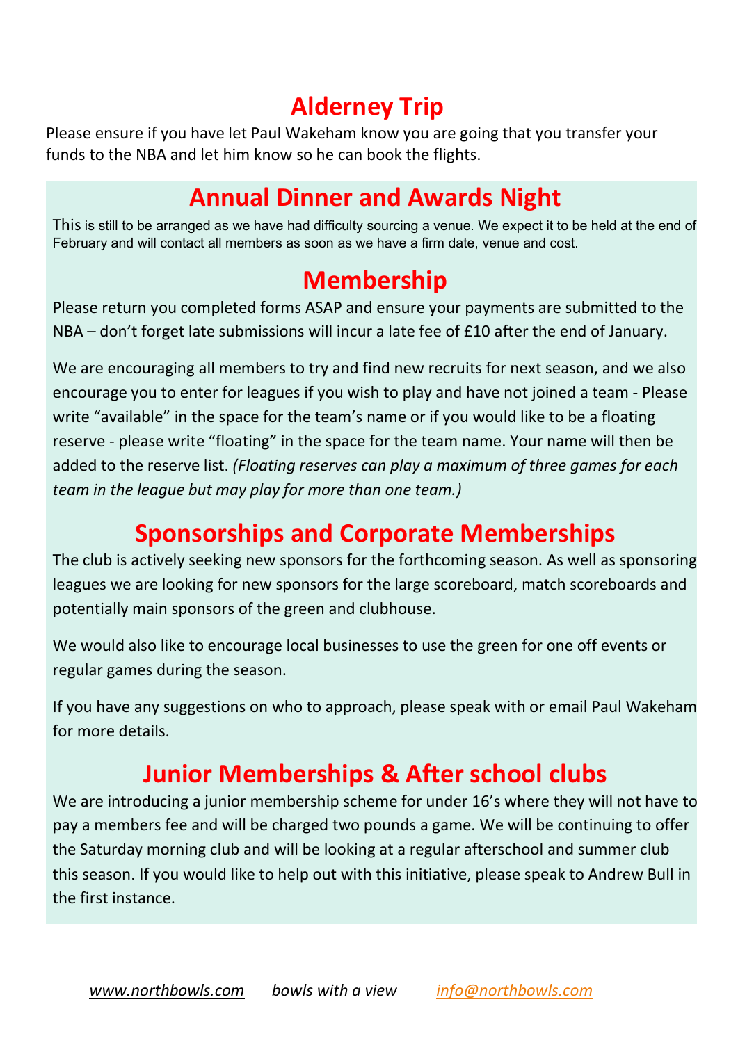## Alderney Trip

Please ensure if you have let Paul Wakeham know you are going that you transfer your funds to the NBA and let him know so he can book the flights.

## Annual Dinner and Awards Night

This is still to be arranged as we have had difficulty sourcing a venue. We expect it to be held at the end of February and will contact all members as soon as we have a firm date, venue and cost.

## Membership

Please return you completed forms ASAP and ensure your payments are submitted to the NBA – don't forget late submissions will incur a late fee of £10 after the end of January.

We are encouraging all members to try and find new recruits for next season, and we also encourage you to enter for leagues if you wish to play and have not joined a team - Please write "available" in the space for the team's name or if you would like to be a floating reserve - please write "floating" in the space for the team name. Your name will then be added to the reserve list. *(Floating reserves can play a maximum of three games for each team in the league but may play for more than one team.)*

## Sponsorships and Corporate Memberships

The club is actively seeking new sponsors for the forthcoming season. As well as sponsoring leagues we are looking for new sponsors for the large scoreboard, match scoreboards and potentially main sponsors of the green and clubhouse.

We would also like to encourage local businesses to use the green for one off events or regular games during the season.

If you have any suggestions on who to approach, please speak with or email Paul Wakeham for more details.

## Junior Memberships & After school clubs

We are introducing a junior membership scheme for under 16's where they will not have to pay a members fee and will be charged two pounds a game. We will be continuing to offer the Saturday morning club and will be looking at a regular afterschool and summer club this season. If you would like to help out with this initiative, please speak to Andrew Bull in the first instance.

www.northbowls.com *bowls with a view* info@northbowls.com